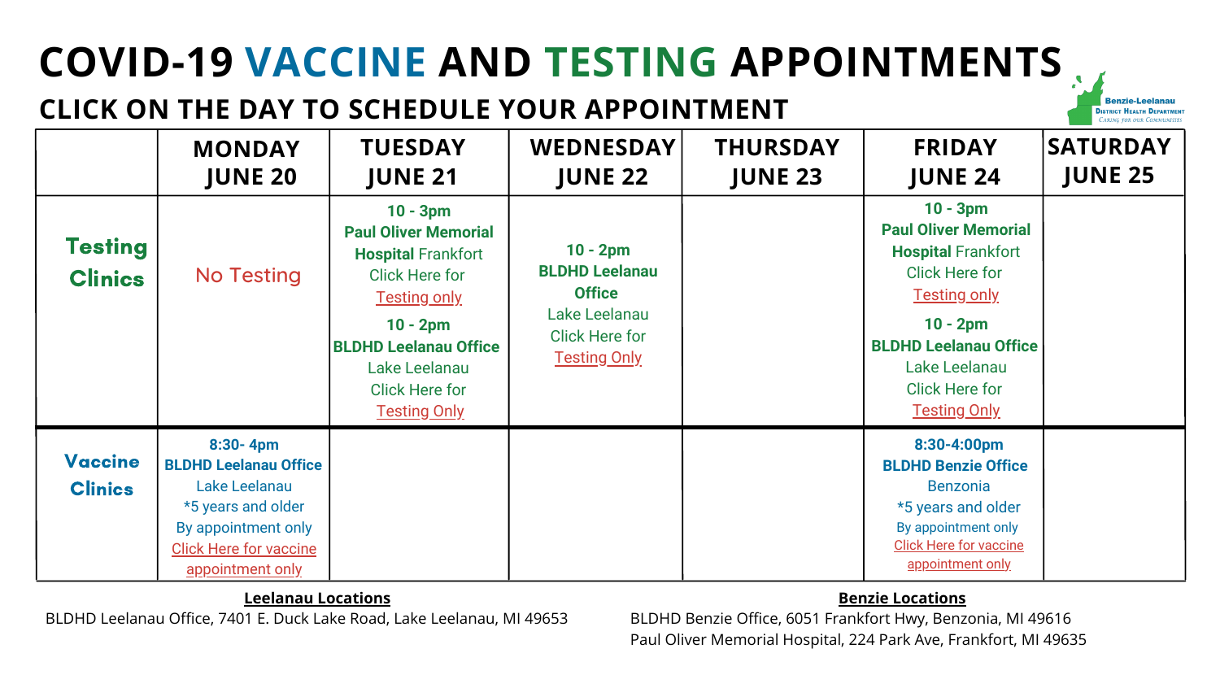# COVID-19 VACCINE AND TESTING APPOINTMENTS

## CLICK ON THE DAY TO SCHEDULE YOUR APPOINTMENT

Benzie-Leelanau District Health Department
Caring for our Communities

| | MONDAY JUNE 20 | TUESDAY JUNE 21 | WEDNESDAY JUNE 22 | THURSDAY JUNE 23 | FRIDAY JUNE 24 | SATURDAY JUNE 25 |
|---|---|---|---|---|---|---|
| **Testing Clinics** | No Testing | **10 - 3pm** **Paul Oliver Memorial Hospital** Frankfort Click Here for Testing only **10 - 2pm** **BLDHD Leelanau Office** Lake Leelanau Click Here for Testing Only | **10 - 2pm** **BLDHD Leelanau Office** Lake Leelanau Click Here for Testing Only | | **10 - 3pm** **Paul Oliver Memorial Hospital** Frankfort Click Here for Testing only **10 - 2pm** **BLDHD Leelanau Office** Lake Leelanau Click Here for Testing Only | |
| **Vaccine Clinics** | **8:30- 4pm** **BLDHD Leelanau Office** Lake Leelanau *5 years and older By appointment only Click Here for vaccine appointment only | | | | **8:30-4:00pm** **BLDHD Benzie Office** Benzonia *5 years and older By appointment only Click Here for vaccine appointment only | |

**Leelanau Locations**

BLDHD Leelanau Office, 7401 E. Duck Lake Road, Lake Leelanau, MI 49653

**Benzie Locations**

BLDHD Benzie Office, 6051 Frankfort Hwy, Benzonia, MI 49616

Paul Oliver Memorial Hospital, 224 Park Ave, Frankfort, MI 49635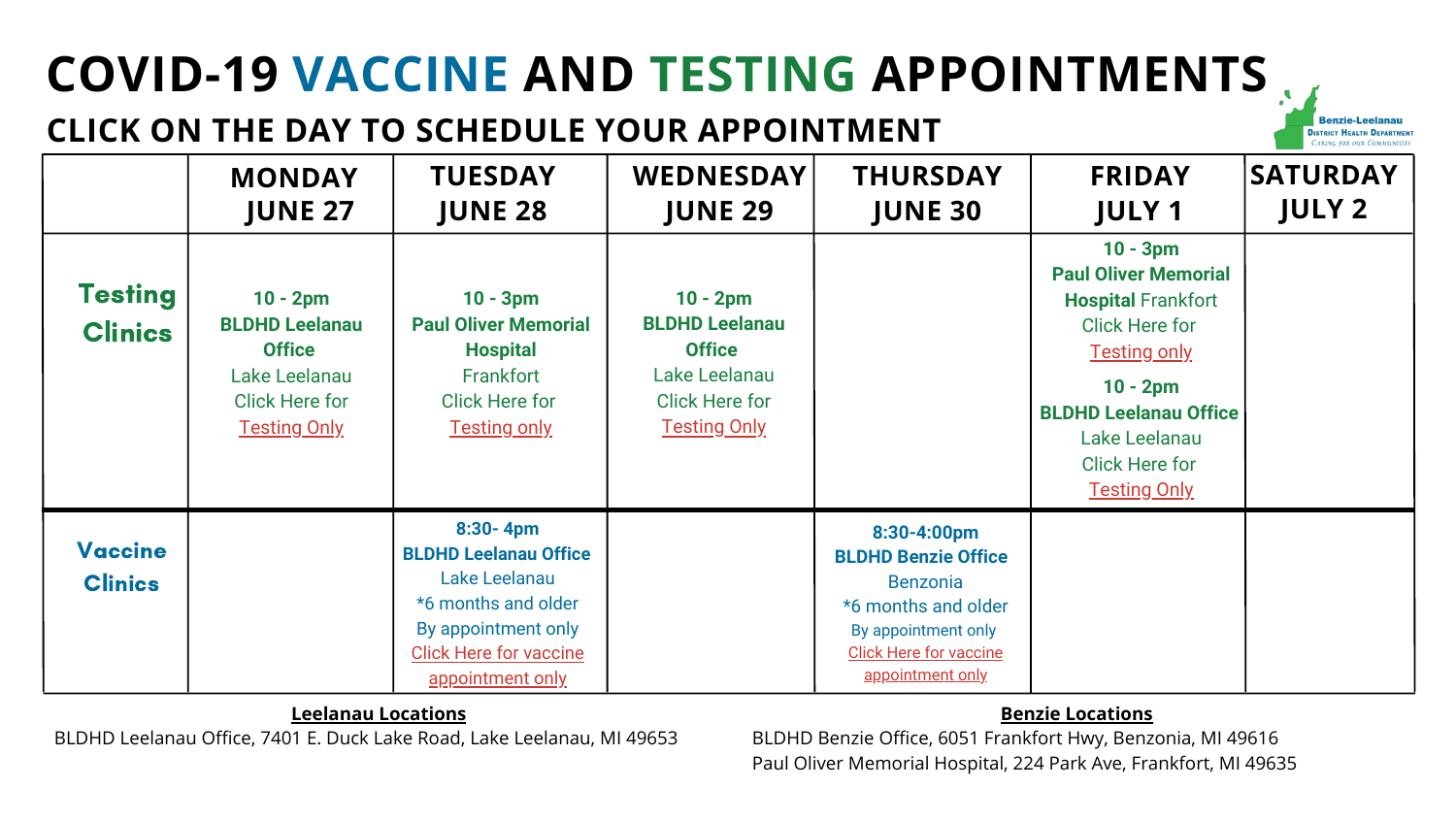# COVID-19 VACCINE AND TESTING APPOINTMENTS

## CLICK ON THE DAY TO SCHEDULE YOUR APPOINTMENT

Benzie-Leelanau District Health Department
Caring for our Communities

| | MONDAY JUNE 27 | TUESDAY JUNE 28 | WEDNESDAY JUNE 29 | THURSDAY JUNE 30 | FRIDAY JULY 1 | SATURDAY JULY 2 |
|---|---|---|---|---|---|---|
| **Testing Clinics** | **10 - 2pm** **BLDHD Leelanau Office** Lake Leelanau Click Here for Testing Only | **10 - 3pm** **Paul Oliver Memorial Hospital** Frankfort Click Here for Testing only | **10 - 2pm** **BLDHD Leelanau Office** Lake Leelanau Click Here for Testing Only | | **10 - 3pm** **Paul Oliver Memorial Hospital** Frankfort Click Here for Testing only **10 - 2pm** **BLDHD Leelanau Office** Lake Leelanau Click Here for Testing Only | |
| **Vaccine Clinics** | | **8:30- 4pm** **BLDHD Leelanau Office** Lake Leelanau *6 months and older By appointment only Click Here for vaccine appointment only | | **8:30-4:00pm** **BLDHD Benzie Office** Benzonia *6 months and older By appointment only Click Here for vaccine appointment only | | |

**Leelanau Locations**

BLDHD Leelanau Office, 7401 E. Duck Lake Road, Lake Leelanau, MI 49653

**Benzie Locations**

BLDHD Benzie Office, 6051 Frankfort Hwy, Benzonia, MI 49616

Paul Oliver Memorial Hospital, 224 Park Ave, Frankfort, MI 49635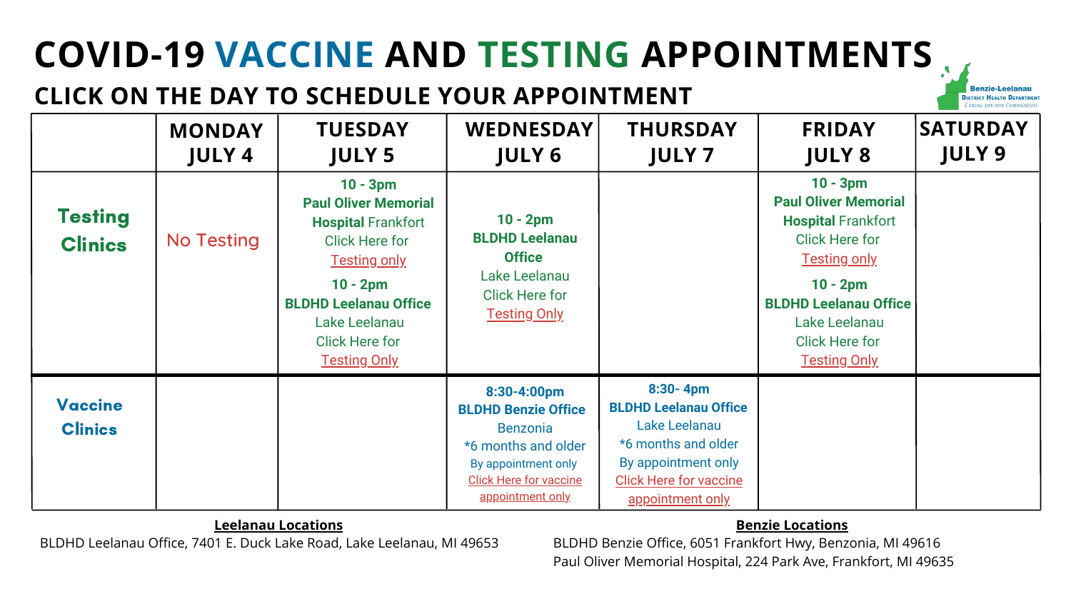# COVID-19 VACCINE AND TESTING APPOINTMENTS

## CLICK ON THE DAY TO SCHEDULE YOUR APPOINTMENT

Benzie-Leelanau District Health Department
Caring for our Communities

| | MONDAY JULY 4 | TUESDAY JULY 5 | WEDNESDAY JULY 6 | THURSDAY JULY 7 | FRIDAY JULY 8 | SATURDAY JULY 9 |
|---|---|---|---|---|---|---|
| **Testing Clinics** | No Testing | **10 - 3pm** **Paul Oliver Memorial Hospital** Frankfort Click Here for Testing only **10 - 2pm** **BLDHD Leelanau Office** Lake Leelanau Click Here for Testing Only | **10 - 2pm** **BLDHD Leelanau Office** Lake Leelanau Click Here for Testing Only | | **10 - 3pm** **Paul Oliver Memorial Hospital** Frankfort Click Here for Testing only **10 - 2pm** **BLDHD Leelanau Office** Lake Leelanau Click Here for Testing Only | |
| **Vaccine Clinics** | | | **8:30-4:00pm** **BLDHD Benzie Office** Benzonia *6 months and older By appointment only Click Here for vaccine appointment only | **8:30- 4pm** **BLDHD Leelanau Office** Lake Leelanau *6 months and older By appointment only Click Here for vaccine appointment only | | |

**Leelanau Locations**

BLDHD Leelanau Office, 7401 E. Duck Lake Road, Lake Leelanau, MI 49653

**Benzie Locations**

BLDHD Benzie Office, 6051 Frankfort Hwy, Benzonia, MI 49616

Paul Oliver Memorial Hospital, 224 Park Ave, Frankfort, MI 49635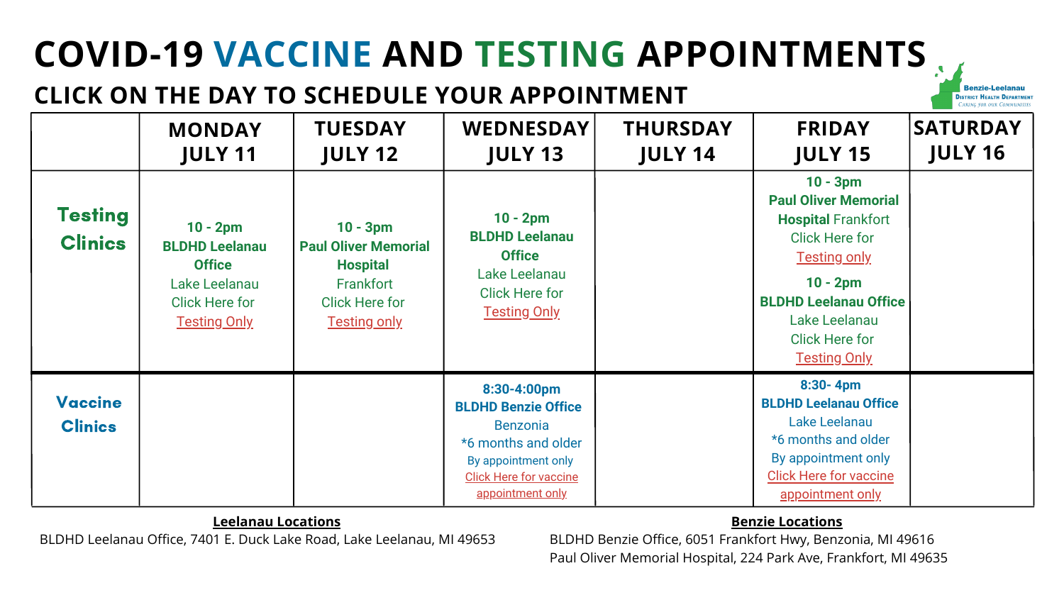# COVID-19 VACCINE AND TESTING APPOINTMENTS

## CLICK ON THE DAY TO SCHEDULE YOUR APPOINTMENT

Benzie-Leelanau District Health Department
Caring for our Communities

| | MONDAY JULY 11 | TUESDAY JULY 12 | WEDNESDAY JULY 13 | THURSDAY JULY 14 | FRIDAY JULY 15 | SATURDAY JULY 16 |
|---|---|---|---|---|---|---|
| **Testing Clinics** | **10 - 2pm** **BLDHD Leelanau Office** Lake Leelanau Click Here for Testing Only | **10 - 3pm** **Paul Oliver Memorial Hospital** Frankfort Click Here for Testing only | **10 - 2pm** **BLDHD Leelanau Office** Lake Leelanau Click Here for Testing Only | | **10 - 3pm** **Paul Oliver Memorial Hospital** Frankfort Click Here for Testing only<br>**10 - 2pm** **BLDHD Leelanau Office** Lake Leelanau Click Here for Testing Only | |
| **Vaccine Clinics** | | | **8:30-4:00pm** **BLDHD Benzie Office** Benzonia *6 months and older By appointment only Click Here for vaccine appointment only | | **8:30- 4pm** **BLDHD Leelanau Office** Lake Leelanau *6 months and older By appointment only Click Here for vaccine appointment only | |

**Leelanau Locations**

BLDHD Leelanau Office, 7401 E. Duck Lake Road, Lake Leelanau, MI 49653

**Benzie Locations**

BLDHD Benzie Office, 6051 Frankfort Hwy, Benzonia, MI 49616

Paul Oliver Memorial Hospital, 224 Park Ave, Frankfort, MI 49635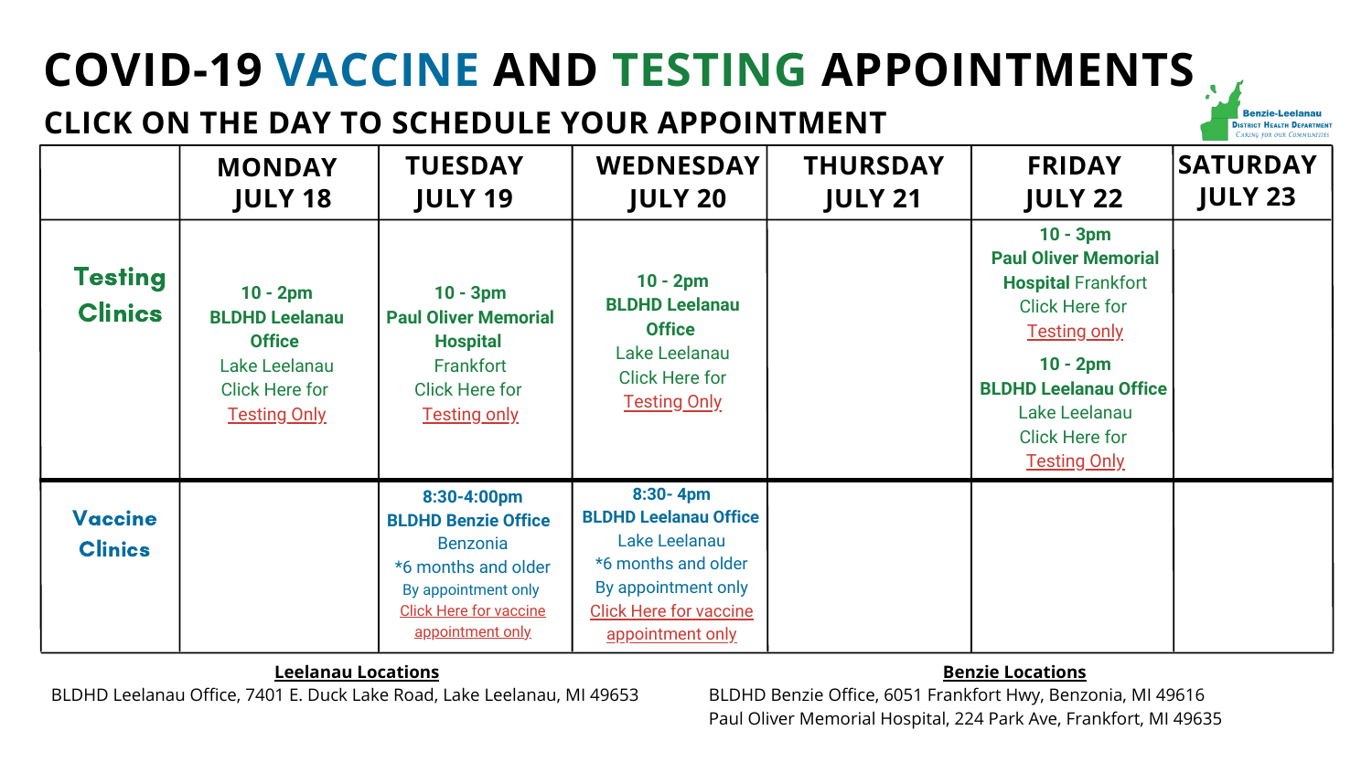# COVID-19 VACCINE AND TESTING APPOINTMENTS

## CLICK ON THE DAY TO SCHEDULE YOUR APPOINTMENT

Benzie-Leelanau District Health Department
Caring for our Communities

| | MONDAY JULY 18 | TUESDAY JULY 19 | WEDNESDAY JULY 20 | THURSDAY JULY 21 | FRIDAY JULY 22 | SATURDAY JULY 23 |
|---|---|---|---|---|---|---|
| **Testing Clinics** | **10 - 2pm** **BLDHD Leelanau Office** Lake Leelanau Click Here for Testing Only | **10 - 3pm** **Paul Oliver Memorial Hospital** Frankfort Click Here for Testing only | **10 - 2pm** **BLDHD Leelanau Office** Lake Leelanau Click Here for Testing Only | | **10 - 3pm** **Paul Oliver Memorial Hospital** Frankfort Click Here for Testing only **10 - 2pm** **BLDHD Leelanau Office** Lake Leelanau Click Here for Testing Only | |
| **Vaccine Clinics** | | **8:30-4:00pm** **BLDHD Benzie Office** Benzonia *6 months and older By appointment only Click Here for vaccine appointment only | **8:30- 4pm** **BLDHD Leelanau Office** Lake Leelanau *6 months and older By appointment only Click Here for vaccine appointment only | | | |

**Leelanau Locations**

BLDHD Leelanau Office, 7401 E. Duck Lake Road, Lake Leelanau, MI 49653

**Benzie Locations**

BLDHD Benzie Office, 6051 Frankfort Hwy, Benzonia, MI 49616

Paul Oliver Memorial Hospital, 224 Park Ave, Frankfort, MI 49635